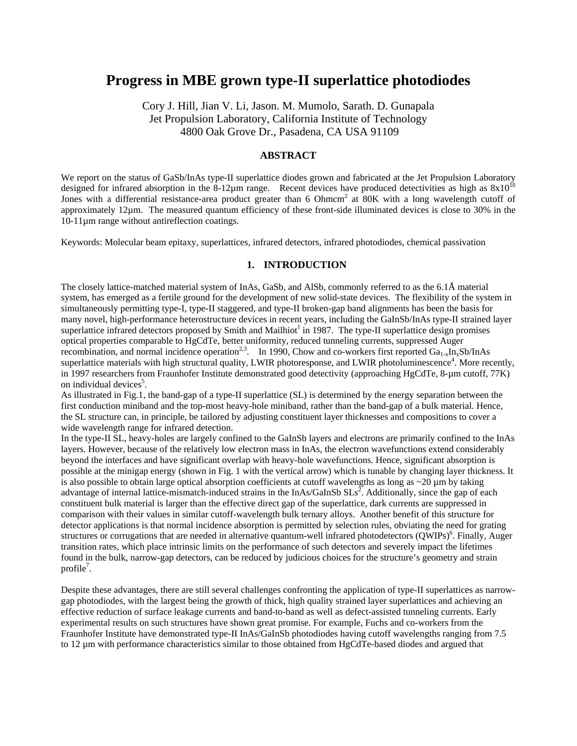# Progress in MBE grown type-II superlattice photodiodes

Cory J. Hill, Jian V. Li, Jason. M. Mumolo, Sarath. D. Gunapala
Jet Propulsion Laboratory, California Institute of Technology
4800 Oak Grove Dr., Pasadena, CA USA 91109

## ABSTRACT

We report on the status of GaSb/InAs type-II superlattice diodes grown and fabricated at the Jet Propulsion Laboratory designed for infrared absorption in the 8-12µm range. Recent devices have produced detectivities as high as $8 \times 10^{10}$ Jones with a differential resistance-area product greater than 6 Ohmcm$^2$ at 80K with a long wavelength cutoff of approximately 12µm. The measured quantum efficiency of these front-side illuminated devices is close to 30% in the 10-11µm range without antireflection coatings.

Keywords: Molecular beam epitaxy, superlattices, infrared detectors, infrared photodiodes, chemical passivation

## 1. INTRODUCTION

The closely lattice-matched material system of InAs, GaSb, and AlSb, commonly referred to as the 6.1Å material system, has emerged as a fertile ground for the development of new solid-state devices. The flexibility of the system in simultaneously permitting type-I, type-II staggered, and type-II broken-gap band alignments has been the basis for many novel, high-performance heterostructure devices in recent years, including the GaInSb/InAs type-II strained layer superlattice infrared detectors proposed by Smith and Mailhiot[1] in 1987. The type-II superlattice design promises optical properties comparable to HgCdTe, better uniformity, reduced tunneling currents, suppressed Auger recombination, and normal incidence operation[2,3]. In 1990, Chow and co-workers first reported $Ga_{1-x}In_xSb$/InAs superlattice materials with high structural quality, LWIR photoresponse, and LWIR photoluminescence[4]. More recently, in 1997 researchers from Fraunhofer Institute demonstrated good detectivity (approaching HgCdTe, 8-µm cutoff, 77K) on individual devices[5].

As illustrated in Fig.1, the band-gap of a type-II superlattice (SL) is determined by the energy separation between the first conduction miniband and the top-most heavy-hole miniband, rather than the band-gap of a bulk material. Hence, the SL structure can, in principle, be tailored by adjusting constituent layer thicknesses and compositions to cover a wide wavelength range for infrared detection.

In the type-II SL, heavy-holes are largely confined to the GaInSb layers and electrons are primarily confined to the InAs layers. However, because of the relatively low electron mass in InAs, the electron wavefunctions extend considerably beyond the interfaces and have significant overlap with heavy-hole wavefunctions. Hence, significant absorption is possible at the minigap energy (shown in Fig. 1 with the vertical arrow) which is tunable by changing layer thickness. It is also possible to obtain large optical absorption coefficients at cutoff wavelengths as long as ~20 µm by taking advantage of internal lattice-mismatch-induced strains in the InAs/GaInSb SLs[2]. Additionally, since the gap of each constituent bulk material is larger than the effective direct gap of the superlattice, dark currents are suppressed in comparison with their values in similar cutoff-wavelength bulk ternary alloys. Another benefit of this structure for detector applications is that normal incidence absorption is permitted by selection rules, obviating the need for grating structures or corrugations that are needed in alternative quantum-well infrared photodetectors (QWIPs)[6]. Finally, Auger transition rates, which place intrinsic limits on the performance of such detectors and severely impact the lifetimes found in the bulk, narrow-gap detectors, can be reduced by judicious choices for the structure's geometry and strain profile[7].

Despite these advantages, there are still several challenges confronting the application of type-II superlattices as narrow-gap photodiodes, with the largest being the growth of thick, high quality strained layer superlattices and achieving an effective reduction of surface leakage currents and band-to-band as well as defect-assisted tunneling currents. Early experimental results on such structures have shown great promise. For example, Fuchs and co-workers from the Fraunhofer Institute have demonstrated type-II InAs/GaInSb photodiodes having cutoff wavelengths ranging from 7.5 to 12 µm with performance characteristics similar to those obtained from HgCdTe-based diodes and argued that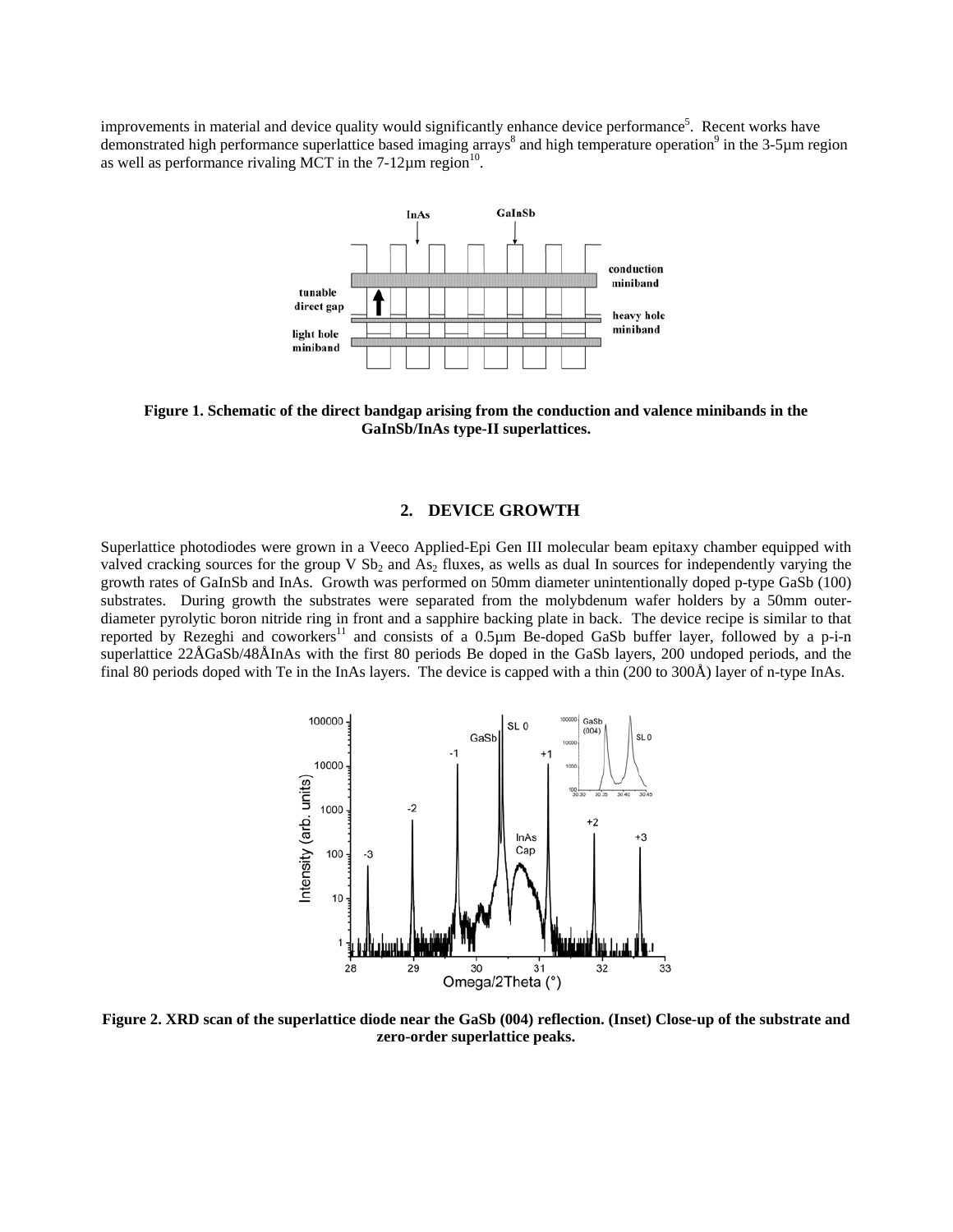improvements in material and device quality would significantly enhance device performance[5]. Recent works have demonstrated high performance superlattice based imaging arrays[8] and high temperature operation[9] in the 3-5µm region as well as performance rivaling MCT in the 7-12µm region[10].

**Figure 1. Schematic of the direct bandgap arising from the conduction and valence minibands in the GaInSb/InAs type-II superlattices.**

## 2. DEVICE GROWTH

Superlattice photodiodes were grown in a Veeco Applied-Epi Gen III molecular beam epitaxy chamber equipped with valved cracking sources for the group V $Sb_2$ and $As_2$ fluxes, as wells as dual In sources for independently varying the growth rates of GaInSb and InAs. Growth was performed on 50mm diameter unintentionally doped p-type GaSb (100) substrates. During growth the substrates were separated from the molybdenum wafer holders by a 50mm outer-diameter pyrolytic boron nitride ring in front and a sapphire backing plate in back. The device recipe is similar to that reported by Rezeghi and coworkers[11] and consists of a 0.5µm Be-doped GaSb buffer layer, followed by a p-i-n superlattice 22ÅGaSb/48ÅInAs with the first 80 periods Be doped in the GaSb layers, 200 undoped periods, and the final 80 periods doped with Te in the InAs layers. The device is capped with a thin (200 to 300Å) layer of n-type InAs.

**Figure 2. XRD scan of the superlattice diode near the GaSb (004) reflection. (Inset) Close-up of the substrate and zero-order superlattice peaks.**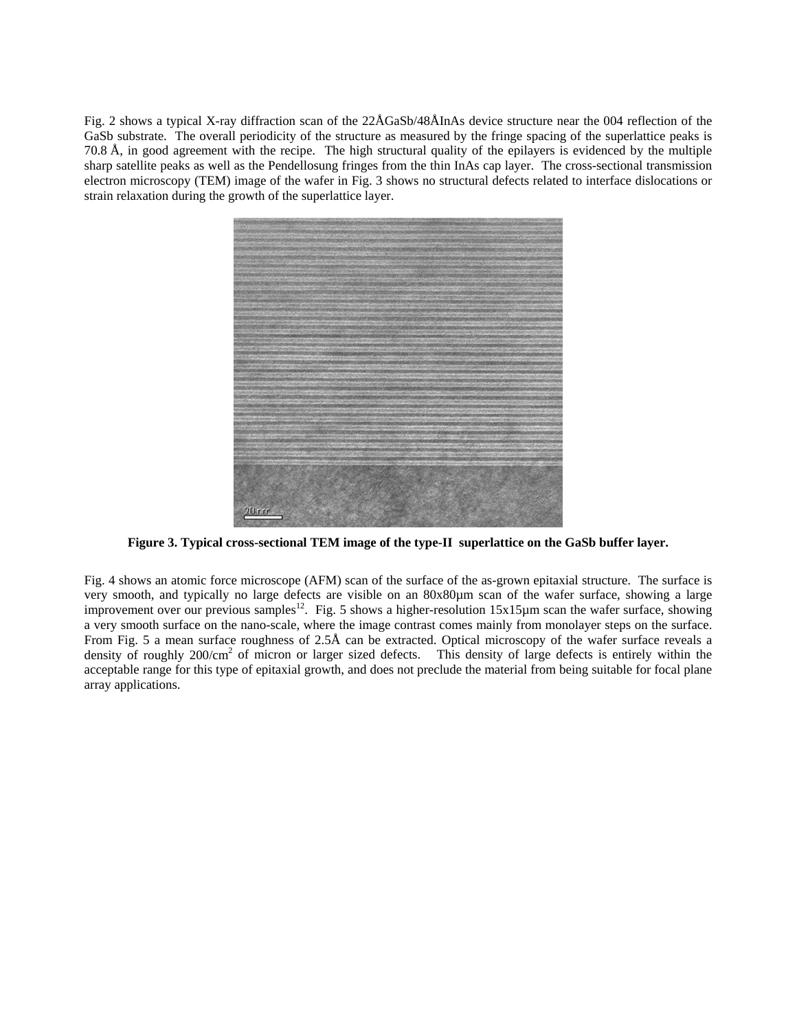Fig. 2 shows a typical X-ray diffraction scan of the 22ÅGaSb/48ÅInAs device structure near the 004 reflection of the GaSb substrate. The overall periodicity of the structure as measured by the fringe spacing of the superlattice peaks is 70.8 Å, in good agreement with the recipe. The high structural quality of the epilayers is evidenced by the multiple sharp satellite peaks as well as the Pendellosung fringes from the thin InAs cap layer. The cross-sectional transmission electron microscopy (TEM) image of the wafer in Fig. 3 shows no structural defects related to interface dislocations or strain relaxation during the growth of the superlattice layer.

**Figure 3. Typical cross-sectional TEM image of the type-II superlattice on the GaSb buffer layer.**

Fig. 4 shows an atomic force microscope (AFM) scan of the surface of the as-grown epitaxial structure. The surface is very smooth, and typically no large defects are visible on an 80x80µm scan of the wafer surface, showing a large improvement over our previous samples[12]. Fig. 5 shows a higher-resolution 15x15µm scan the wafer surface, showing a very smooth surface on the nano-scale, where the image contrast comes mainly from monolayer steps on the surface. From Fig. 5 a mean surface roughness of 2.5Å can be extracted. Optical microscopy of the wafer surface reveals a density of roughly 200/cm$^2$ of micron or larger sized defects. This density of large defects is entirely within the acceptable range for this type of epitaxial growth, and does not preclude the material from being suitable for focal plane array applications.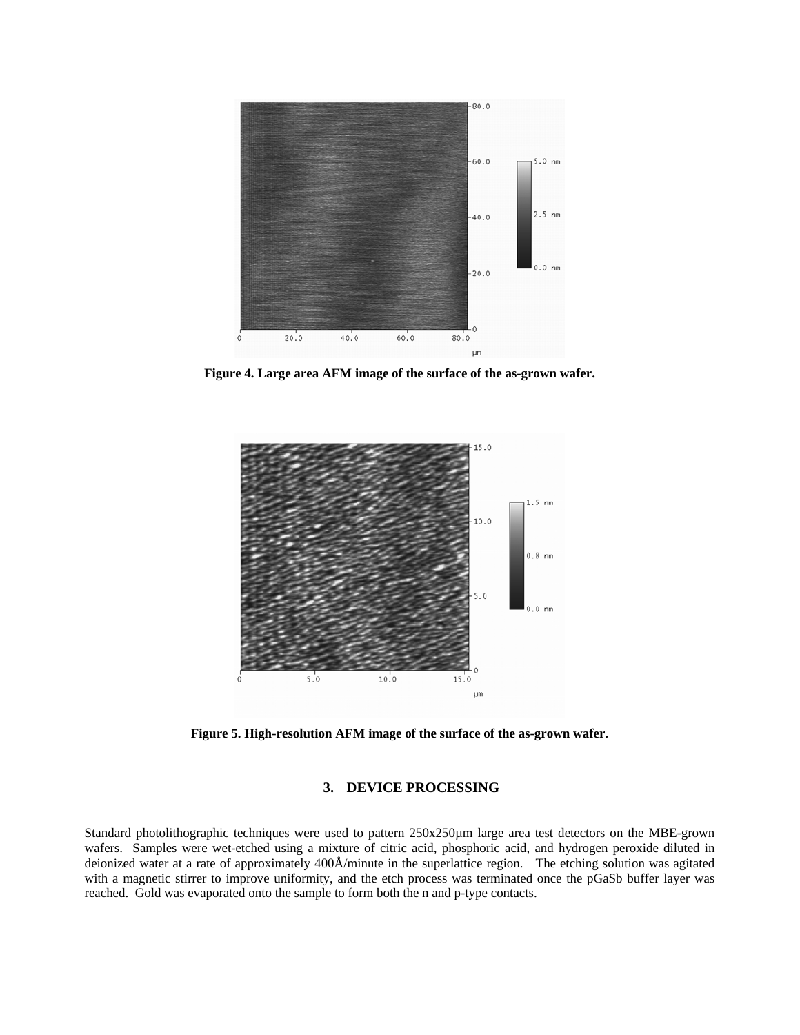**Figure 4. Large area AFM image of the surface of the as-grown wafer.**

**Figure 5. High-resolution AFM image of the surface of the as-grown wafer.**

## 3. DEVICE PROCESSING

Standard photolithographic techniques were used to pattern 250x250µm large area test detectors on the MBE-grown wafers. Samples were wet-etched using a mixture of citric acid, phosphoric acid, and hydrogen peroxide diluted in deionized water at a rate of approximately 400Å/minute in the superlattice region. The etching solution was agitated with a magnetic stirrer to improve uniformity, and the etch process was terminated once the pGaSb buffer layer was reached. Gold was evaporated onto the sample to form both the n and p-type contacts.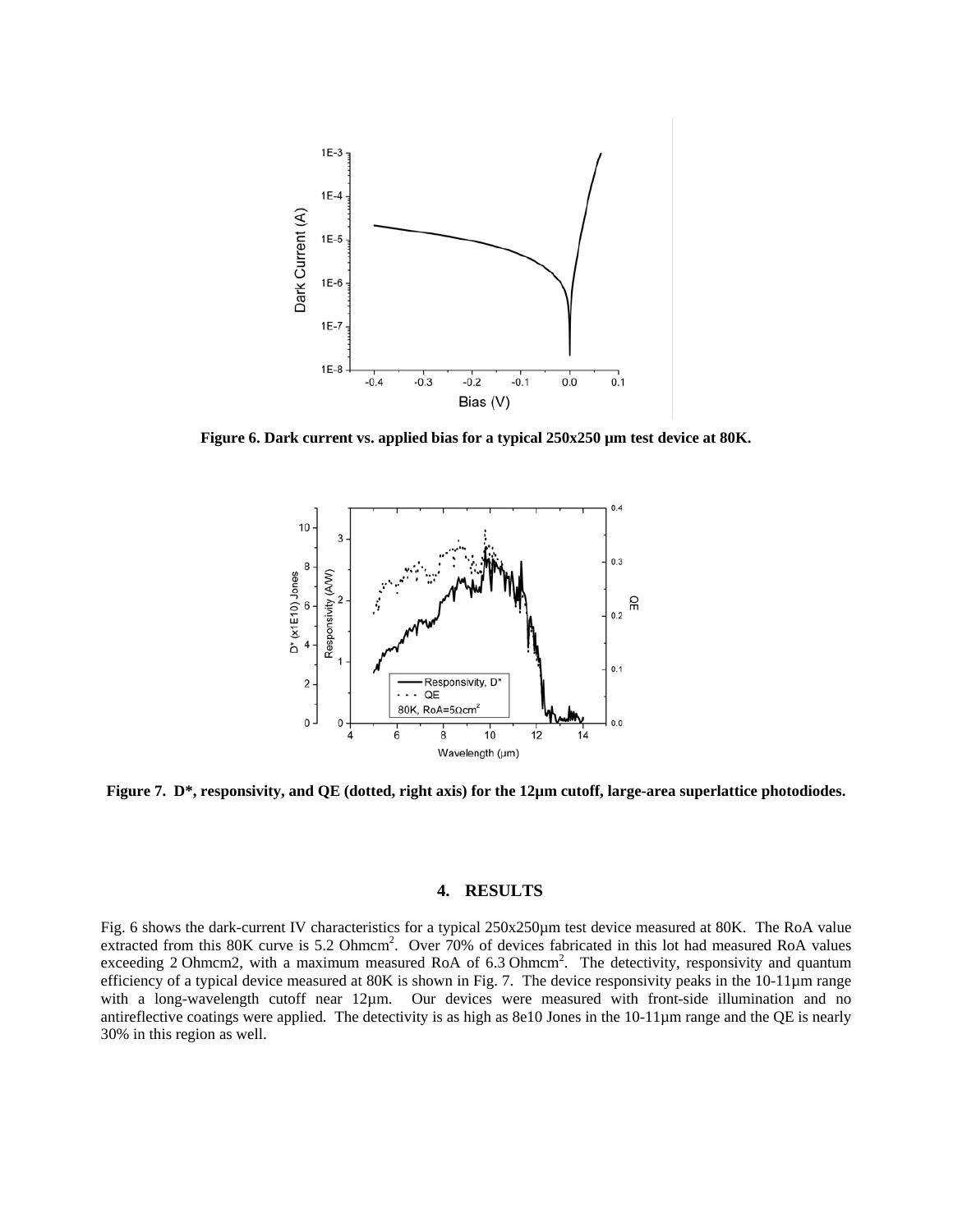Figure 6. Dark current vs. applied bias for a typical 250x250 µm test device at 80K.

Figure 7. D*, responsivity, and QE (dotted, right axis) for the 12µm cutoff, large-area superlattice photodiodes.

## 4. RESULTS

Fig. 6 shows the dark-current IV characteristics for a typical 250x250µm test device measured at 80K. The RoA value extracted from this 80K curve is 5.2 Ohmcm$^2$. Over 70% of devices fabricated in this lot had measured RoA values exceeding 2 Ohmcm2, with a maximum measured RoA of 6.3 Ohmcm$^2$. The detectivity, responsivity and quantum efficiency of a typical device measured at 80K is shown in Fig. 7. The device responsivity peaks in the 10-11µm range with a long-wavelength cutoff near 12µm. Our devices were measured with front-side illumination and no antireflective coatings were applied. The detectivity is as high as 8e10 Jones in the 10-11µm range and the QE is nearly 30% in this region as well.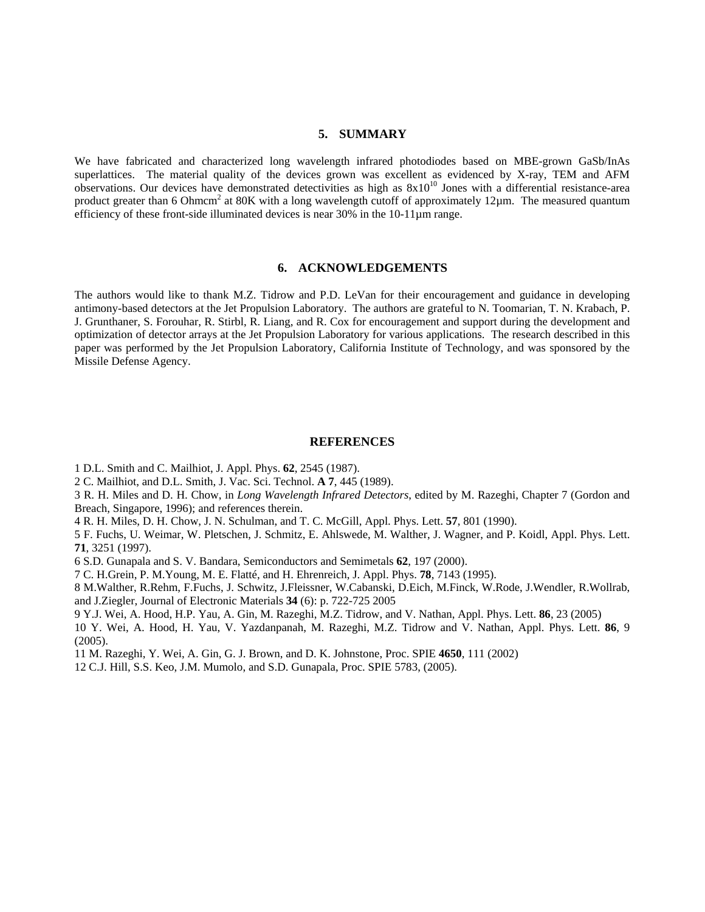## 5. SUMMARY

We have fabricated and characterized long wavelength infrared photodiodes based on MBE-grown GaSb/InAs superlattices. The material quality of the devices grown was excellent as evidenced by X-ray, TEM and AFM observations. Our devices have demonstrated detectivities as high as $8 \times 10^{10}$ Jones with a differential resistance-area product greater than 6 $\text{Ohmcm}^2$ at 80K with a long wavelength cutoff of approximately 12µm. The measured quantum efficiency of these front-side illuminated devices is near 30% in the 10-11µm range.

## 6. ACKNOWLEDGEMENTS

The authors would like to thank M.Z. Tidrow and P.D. LeVan for their encouragement and guidance in developing antimony-based detectors at the Jet Propulsion Laboratory. The authors are grateful to N. Toomarian, T. N. Krabach, P. J. Grunthaner, S. Forouhar, R. Stirbl, R. Liang, and R. Cox for encouragement and support during the development and optimization of detector arrays at the Jet Propulsion Laboratory for various applications. The research described in this paper was performed by the Jet Propulsion Laboratory, California Institute of Technology, and was sponsored by the Missile Defense Agency.

## REFERENCES

1 D.L. Smith and C. Mailhiot, J. Appl. Phys. **62**, 2545 (1987).
2 C. Mailhiot, and D.L. Smith, J. Vac. Sci. Technol. **A 7**, 445 (1989).
3 R. H. Miles and D. H. Chow, in *Long Wavelength Infrared Detectors*, edited by M. Razeghi, Chapter 7 (Gordon and Breach, Singapore, 1996); and references therein.
4 R. H. Miles, D. H. Chow, J. N. Schulman, and T. C. McGill, Appl. Phys. Lett. **57**, 801 (1990).
5 F. Fuchs, U. Weimar, W. Pletschen, J. Schmitz, E. Ahlswede, M. Walther, J. Wagner, and P. Koidl, Appl. Phys. Lett. **71**, 3251 (1997).
6 S.D. Gunapala and S. V. Bandara, Semiconductors and Semimetals **62**, 197 (2000).
7 C. H.Grein, P. M.Young, M. E. Flatté, and H. Ehrenreich, J. Appl. Phys. **78**, 7143 (1995).
8 M.Walther, R.Rehm, F.Fuchs, J. Schwitz, J.Fleissner, W.Cabanski, D.Eich, M.Finck, W.Rode, J.Wendler, R.Wollrab, and J.Ziegler, Journal of Electronic Materials **34** (6): p. 722-725 2005
9 Y.J. Wei, A. Hood, H.P. Yau, A. Gin, M. Razeghi, M.Z. Tidrow, and V. Nathan, Appl. Phys. Lett. **86**, 23 (2005)
10 Y. Wei, A. Hood, H. Yau, V. Yazdanpanah, M. Razeghi, M.Z. Tidrow and V. Nathan, Appl. Phys. Lett. **86**, 9 (2005).
11 M. Razeghi, Y. Wei, A. Gin, G. J. Brown, and D. K. Johnstone, Proc. SPIE **4650**, 111 (2002)
12 C.J. Hill, S.S. Keo, J.M. Mumolo, and S.D. Gunapala, Proc. SPIE 5783, (2005).